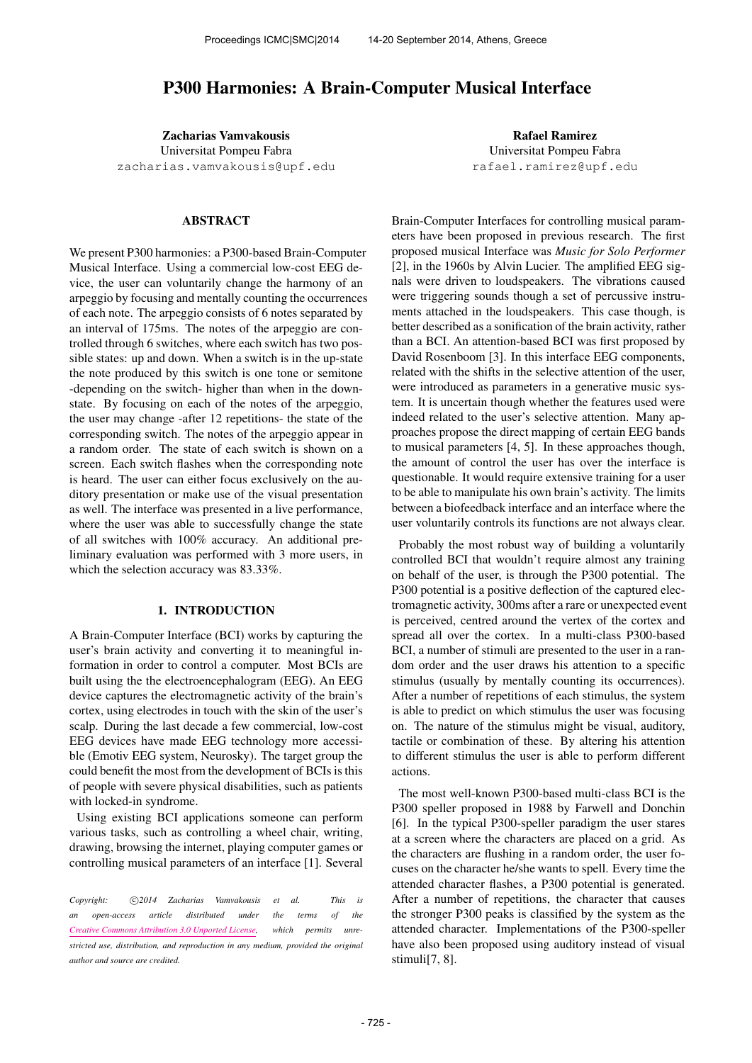# P300 Harmonies: A Brain-Computer Musical Interface

**Zacharias Vamvakousis**
Universitat Pompeu Fabra
zacharias.vamvakousis@upf.edu

**Rafael Ramirez**
Universitat Pompeu Fabra
rafael.ramirez@upf.edu

## ABSTRACT

We present P300 harmonies: a P300-based Brain-Computer Musical Interface. Using a commercial low-cost EEG device, the user can voluntarily change the harmony of an arpeggio by focusing and mentally counting the occurrences of each note. The arpeggio consists of 6 notes separated by an interval of 175ms. The notes of the arpeggio are controlled through 6 switches, where each switch has two possible states: up and down. When a switch is in the up-state the note produced by this switch is one tone or semitone -depending on the switch- higher than when in the down-state. By focusing on each of the notes of the arpeggio, the user may change -after 12 repetitions- the state of the corresponding switch. The notes of the arpeggio appear in a random order. The state of each switch is shown on a screen. Each switch flashes when the corresponding note is heard. The user can either focus exclusively on the auditory presentation or make use of the visual presentation as well. The interface was presented in a live performance, where the user was able to successfully change the state of all switches with 100% accuracy. An additional preliminary evaluation was performed with 3 more users, in which the selection accuracy was 83.33%.

## 1. INTRODUCTION

A Brain-Computer Interface (BCI) works by capturing the user's brain activity and converting it to meaningful information in order to control a computer. Most BCIs are built using the the electroencephalogram (EEG). An EEG device captures the electromagnetic activity of the brain's cortex, using electrodes in touch with the skin of the user's scalp. During the last decade a few commercial, low-cost EEG devices have made EEG technology more accessible (Emotiv EEG system, Neurosky). The target group the could benefit the most from the development of BCIs is this of people with severe physical disabilities, such as patients with locked-in syndrome.

Using existing BCI applications someone can perform various tasks, such as controlling a wheel chair, writing, drawing, browsing the internet, playing computer games or controlling musical parameters of an interface [1]. Several Brain-Computer Interfaces for controlling musical parameters have been proposed in previous research. The first proposed musical Interface was *Music for Solo Performer* [2], in the 1960s by Alvin Lucier. The amplified EEG signals were driven to loudspeakers. The vibrations caused were triggering sounds though a set of percussive instruments attached in the loudspeakers. This case though, is better described as a sonification of the brain activity, rather than a BCI. An attention-based BCI was first proposed by David Rosenboom [3]. In this interface EEG components, related with the shifts in the selective attention of the user, were introduced as parameters in a generative music system. It is uncertain though whether the features used were indeed related to the user's selective attention. Many approaches propose the direct mapping of certain EEG bands to musical parameters [4, 5]. In these approaches though, the amount of control the user has over the interface is questionable. It would require extensive training for a user to be able to manipulate his own brain's activity. The limits between a biofeedback interface and an interface where the user voluntarily controls its functions are not always clear.

Probably the most robust way of building a voluntarily controlled BCI that wouldn't require almost any training on behalf of the user, is through the P300 potential. The P300 potential is a positive deflection of the captured electromagnetic activity, 300ms after a rare or unexpected event is perceived, centred around the vertex of the cortex and spread all over the cortex. In a multi-class P300-based BCI, a number of stimuli are presented to the user in a random order and the user draws his attention to a specific stimulus (usually by mentally counting its occurrences). After a number of repetitions of each stimulus, the system is able to predict on which stimulus the user was focusing on. The nature of the stimulus might be visual, auditory, tactile or combination of these. By altering his attention to different stimulus the user is able to perform different actions.

The most well-known P300-based multi-class BCI is the P300 speller proposed in 1988 by Farwell and Donchin [6]. In the typical P300-speller paradigm the user stares at a screen where the characters are placed on a grid. As the characters are flushing in a random order, the user focuses on the character he/she wants to spell. Every time the attended character flashes, a P300 potential is generated. After a number of repetitions, the character that causes the stronger P300 peaks is classified by the system as the attended character. Implementations of the P300-speller have also been proposed using auditory instead of visual stimuli[7, 8].

*Copyright: ©2014 Zacharias Vamvakousis et al. This is an open-access article distributed under the terms of the Creative Commons Attribution 3.0 Unported License, which permits unrestricted use, distribution, and reproduction in any medium, provided the original author and source are credited.*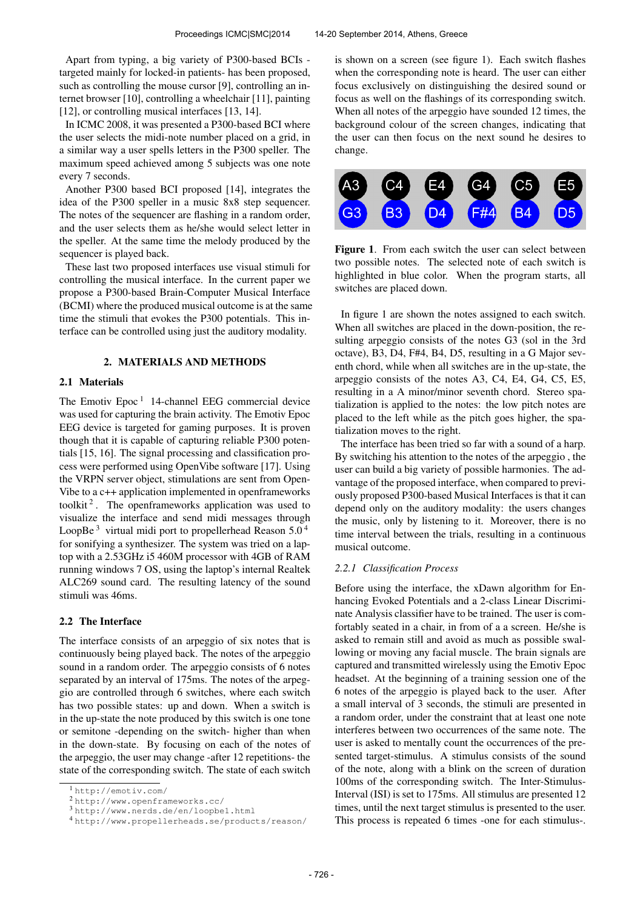Apart from typing, a big variety of P300-based BCIs - targeted mainly for locked-in patients- has been proposed, such as controlling the mouse cursor [9], controlling an internet browser [10], controlling a wheelchair [11], painting [12], or controlling musical interfaces [13, 14].

In ICMC 2008, it was presented a P300-based BCI where the user selects the midi-note number placed on a grid, in a similar way a user spells letters in the P300 speller. The maximum speed achieved among 5 subjects was one note every 7 seconds.

Another P300 based BCI proposed [14], integrates the idea of the P300 speller in a music 8x8 step sequencer. The notes of the sequencer are flashing in a random order, and the user selects them as he/she would select letter in the speller. At the same time the melody produced by the sequencer is played back.

These last two proposed interfaces use visual stimuli for controlling the musical interface. In the current paper we propose a P300-based Brain-Computer Musical Interface (BCMI) where the produced musical outcome is at the same time the stimuli that evokes the P300 potentials. This interface can be controlled using just the auditory modality.

## 2. MATERIALS AND METHODS

### 2.1 Materials

The Emotiv Epoc [1] 14-channel EEG commercial device was used for capturing the brain activity. The Emotiv Epoc EEG device is targeted for gaming purposes. It is proven though that it is capable of capturing reliable P300 potentials [15, 16]. The signal processing and classification process were performed using OpenVibe software [17]. Using the VRPN server object, stimulations are sent from OpenVibe to a c++ application implemented in openframeworks toolkit [2]. The openframeworks application was used to visualize the interface and send midi messages through LoopBe [3] virtual midi port to propellerhead Reason 5.0 [4] for sonifying a synthesizer. The system was tried on a laptop with a 2.53GHz i5 460M processor with 4GB of RAM running windows 7 OS, using the laptop's internal Realtek ALC269 sound card. The resulting latency of the sound stimuli was 46ms.

### 2.2 The Interface

The interface consists of an arpeggio of six notes that is continuously being played back. The notes of the arpeggio sound in a random order. The arpeggio consists of 6 notes separated by an interval of 175ms. The notes of the arpeggio are controlled through 6 switches, where each switch has two possible states: up and down. When a switch is in the up-state the note produced by this switch is one tone or semitone -depending on the switch- higher than when in the down-state. By focusing on each of the notes of the arpeggio, the user may change -after 12 repetitions- the state of the corresponding switch. The state of each switch is shown on a screen (see figure 1). Each switch flashes when the corresponding note is heard. The user can either focus exclusively on distinguishing the desired sound or focus as well on the flashings of its corresponding switch. When all notes of the arpeggio have sounded 12 times, the background colour of the screen changes, indicating that the user can then focus on the next sound he desires to change.

| A3 | C4 | E4 | G4 | C5 | E5 |
|---|---|---|---|---|---|
| G3 | B3 | D4 | F#4 | B4 | D5 |

**Figure 1**. From each switch the user can select between two possible notes. The selected note of each switch is highlighted in blue color. When the program starts, all switches are placed down.

In figure 1 are shown the notes assigned to each switch. When all switches are placed in the down-position, the resulting arpeggio consists of the notes G3 (sol in the 3rd octave), B3, D4, F#4, B4, D5, resulting in a G Major seventh chord, while when all switches are in the up-state, the arpeggio consists of the notes A3, C4, E4, G4, C5, E5, resulting in a A minor/minor seventh chord. Stereo spatialization is applied to the notes: the low pitch notes are placed to the left while as the pitch goes higher, the spatialization moves to the right.

The interface has been tried so far with a sound of a harp. By switching his attention to the notes of the arpeggio , the user can build a big variety of possible harmonies. The advantage of the proposed interface, when compared to previously proposed P300-based Musical Interfaces is that it can depend only on the auditory modality: the users changes the music, only by listening to it. Moreover, there is no time interval between the trials, resulting in a continuous musical outcome.

#### *2.2.1 Classification Process*

Before using the interface, the xDawn algorithm for Enhancing Evoked Potentials and a 2-class Linear Discriminate Analysis classifier have to be trained. The user is comfortably seated in a chair, in from of a a screen. He/she is asked to remain still and avoid as much as possible swallowing or moving any facial muscle. The brain signals are captured and transmitted wirelessly using the Emotiv Epoc headset. At the beginning of a training session one of the 6 notes of the arpeggio is played back to the user. After a small interval of 3 seconds, the stimuli are presented in a random order, under the constraint that at least one note interferes between two occurrences of the same note. The user is asked to mentally count the occurrences of the presented target-stimulus. A stimulus consists of the sound of the note, along with a blink on the screen of duration 100ms of the corresponding switch. The Inter-Stimulus-Interval (ISI) is set to 175ms. All stimulus are presented 12 times, until the next target stimulus is presented to the user. This process is repeated 6 times -one for each stimulus-.

[1] http://emotiv.com/
[2] http://www.openframeworks.cc/
[3] http://www.nerds.de/en/loopbe1.html
[4] http://www.propellerheads.se/products/reason/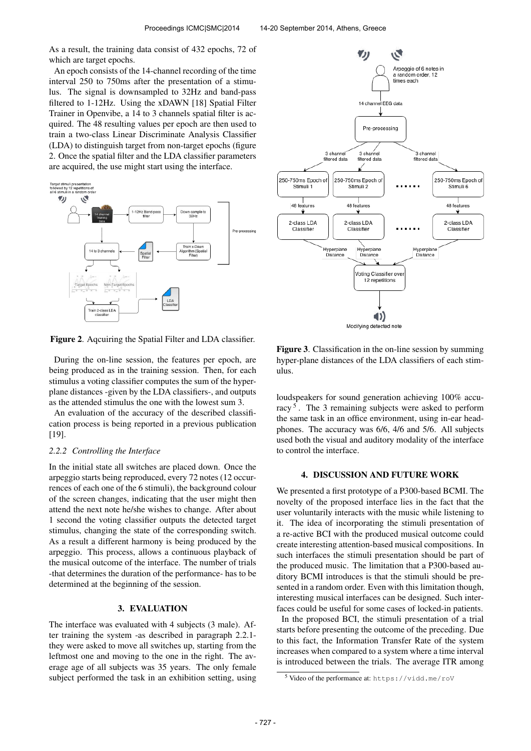As a result, the training data consist of 432 epochs, 72 of which are target epochs.

An epoch consists of the 14-channel recording of the time interval 250 to 750ms after the presentation of a stimulus. The signal is downsampled to 32Hz and band-pass filtered to 1-12Hz. Using the xDAWN [18] Spatial Filter Trainer in Openvibe, a 14 to 3 channels spatial filter is acquired. The 48 resulting values per epoch are then used to train a two-class Linear Discriminate Analysis Classifier (LDA) to distinguish target from non-target epochs (figure 2. Once the spatial filter and the LDA classifier parameters are acquired, the use might start using the interface.

**Figure 2**. Aqcuiring the Spatial Filter and LDA classifier.

During the on-line session, the features per epoch, are being produced as in the training session. Then, for each stimulus a voting classifier computes the sum of the hyperplane distances -given by the LDA classifiers-, and outputs as the attended stimulus the one with the lowest sum 3.

An evaluation of the accuracy of the described classification process is being reported in a previous publication [19].

### 2.2.2 Controlling the Interface

In the initial state all switches are placed down. Once the arpeggio starts being reproduced, every 72 notes (12 occurrences of each one of the 6 stimuli), the background colour of the screen changes, indicating that the user might then attend the next note he/she wishes to change. After about 1 second the voting classifier outputs the detected target stimulus, changing the state of the corresponding switch. As a result a different harmony is being produced by the arpeggio. This process, allows a continuous playback of the musical outcome of the interface. The number of trials -that determines the duration of the performance- has to be determined at the beginning of the session.

## 3. EVALUATION

The interface was evaluated with 4 subjects (3 male). After training the system -as described in paragraph 2.2.1- they were asked to move all switches up, starting from the leftmost one and moving to the one in the right. The average age of all subjects was 35 years. The only female subject performed the task in an exhibition setting, using loudspeakers for sound generation achieving 100% accuracy [5]. The 3 remaining subjects were asked to perform the same task in an office environment, using in-ear headphones. The accuracy was 6/6, 4/6 and 5/6. All subjects used both the visual and auditory modality of the interface to control the interface.

**Figure 3**. Classification in the on-line session by summing hyper-plane distances of the LDA classifiers of each stimulus.

## 4. DISCUSSION AND FUTURE WORK

We presented a first prototype of a P300-based BCMI. The novelty of the proposed interface lies in the fact that the user voluntarily interacts with the music while listening to it. The idea of incorporating the stimuli presentation of a re-active BCI with the produced musical outcome could create interesting attention-based musical compositions. In such interfaces the stimuli presentation should be part of the produced music. The limitation that a P300-based auditory BCMI introduces is that the stimuli should be presented in a random order. Even with this limitation though, interesting musical interfaces can be designed. Such interfaces could be useful for some cases of locked-in patients.

In the proposed BCI, the stimuli presentation of a trial starts before presenting the outcome of the preceding. Due to this fact, the Information Transfer Rate of the system increases when compared to a system where a time interval is introduced between the trials. The average ITR among

[5] Video of the performance at: https://vidd.me/roV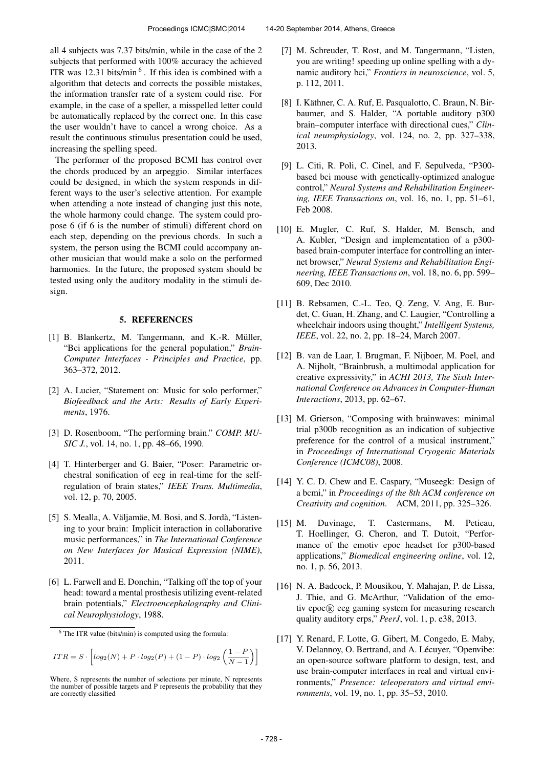all 4 subjects was 7.37 bits/min, while in the case of the 2 subjects that performed with 100% accuracy the achieved ITR was 12.31 bits/min [6]. If this idea is combined with a algorithm that detects and corrects the possible mistakes, the information transfer rate of a system could rise. For example, in the case of a speller, a misspelled letter could be automatically replaced by the correct one. In this case the user wouldn't have to cancel a wrong choice. As a result the continuous stimulus presentation could be used, increasing the spelling speed.

The performer of the proposed BCMI has control over the chords produced by an arpeggio. Similar interfaces could be designed, in which the system responds in different ways to the user's selective attention. For example when attending a note instead of changing just this note, the whole harmony could change. The system could propose 6 (if 6 is the number of stimuli) different chord on each step, depending on the previous chords. In such a system, the person using the BCMI could accompany another musician that would make a solo on the performed harmonies. In the future, the proposed system should be tested using only the auditory modality in the stimuli design.

[6] The ITR value (bits/min) is computed using the formula:

$$ITR = S \cdot \left[ log_2(N) + P \cdot log_2(P) + (1 - P) \cdot log_2 \left( \frac{1 - P}{N - 1} \right) \right]$$

Where, S represents the number of selections per minute, N represents the number of possible targets and P represents the probability that they are correctly classified

## 5. REFERENCES

[1] B. Blankertz, M. Tangermann, and K.-R. Müller, "Bci applications for the general population," *Brain-Computer Interfaces - Principles and Practice*, pp. 363–372, 2012.

[2] A. Lucier, "Statement on: Music for solo performer," *Biofeedback and the Arts: Results of Early Experiments*, 1976.

[3] D. Rosenboom, "The performing brain." *COMP. MUSIC J.*, vol. 14, no. 1, pp. 48–66, 1990.

[4] T. Hinterberger and G. Baier, "Poser: Parametric orchestral sonification of eeg in real-time for the self-regulation of brain states," *IEEE Trans. Multimedia*, vol. 12, p. 70, 2005.

[5] S. Mealla, A. Väljamäe, M. Bosi, and S. Jordà, "Listening to your brain: Implicit interaction in collaborative music performances," in *The International Conference on New Interfaces for Musical Expression (NIME)*, 2011.

[6] L. Farwell and E. Donchin, "Talking off the top of your head: toward a mental prosthesis utilizing event-related brain potentials," *Electroencephalography and Clinical Neurophysiology*, 1988.

[7] M. Schreuder, T. Rost, and M. Tangermann, "Listen, you are writing! speeding up online spelling with a dynamic auditory bci," *Frontiers in neuroscience*, vol. 5, p. 112, 2011.

[8] I. Käthner, C. A. Ruf, E. Pasqualotto, C. Braun, N. Birbaumer, and S. Halder, "A portable auditory p300 brain–computer interface with directional cues," *Clinical neurophysiology*, vol. 124, no. 2, pp. 327–338, 2013.

[9] L. Citi, R. Poli, C. Cinel, and F. Sepulveda, "P300-based bci mouse with genetically-optimized analogue control," *Neural Systems and Rehabilitation Engineering, IEEE Transactions on*, vol. 16, no. 1, pp. 51–61, Feb 2008.

[10] E. Mugler, C. Ruf, S. Halder, M. Bensch, and A. Kubler, "Design and implementation of a p300-based brain-computer interface for controlling an internet browser," *Neural Systems and Rehabilitation Engineering, IEEE Transactions on*, vol. 18, no. 6, pp. 599–609, Dec 2010.

[11] B. Rebsamen, C.-L. Teo, Q. Zeng, V. Ang, E. Burdet, C. Guan, H. Zhang, and C. Laugier, "Controlling a wheelchair indoors using thought," *Intelligent Systems, IEEE*, vol. 22, no. 2, pp. 18–24, March 2007.

[12] B. van de Laar, I. Brugman, F. Nijboer, M. Poel, and A. Nijholt, "Brainbrush, a multimodal application for creative expressivity," in *ACHI 2013, The Sixth International Conference on Advances in Computer-Human Interactions*, 2013, pp. 62–67.

[13] M. Grierson, "Composing with brainwaves: minimal trial p300b recognition as an indication of subjective preference for the control of a musical instrument," in *Proceedings of International Cryogenic Materials Conference (ICMC08)*, 2008.

[14] Y. C. D. Chew and E. Caspary, "Museegk: Design of a bcmi," in *Proceedings of the 8th ACM conference on Creativity and cognition*. ACM, 2011, pp. 325–326.

[15] M. Duvinage, T. Castermans, M. Petieau, T. Hoellinger, G. Cheron, and T. Dutoit, "Performance of the emotiv epoc headset for p300-based applications," *Biomedical engineering online*, vol. 12, no. 1, p. 56, 2013.

[16] N. A. Badcock, P. Mousikou, Y. Mahajan, P. de Lissa, J. Thie, and G. McArthur, "Validation of the emotiv epoc® eeg gaming system for measuring research quality auditory erps," *PeerJ*, vol. 1, p. e38, 2013.

[17] Y. Renard, F. Lotte, G. Gibert, M. Congedo, E. Maby, V. Delannoy, O. Bertrand, and A. Lécuyer, "Openvibe: an open-source software platform to design, test, and use brain-computer interfaces in real and virtual environments," *Presence: teleoperators and virtual environments*, vol. 19, no. 1, pp. 35–53, 2010.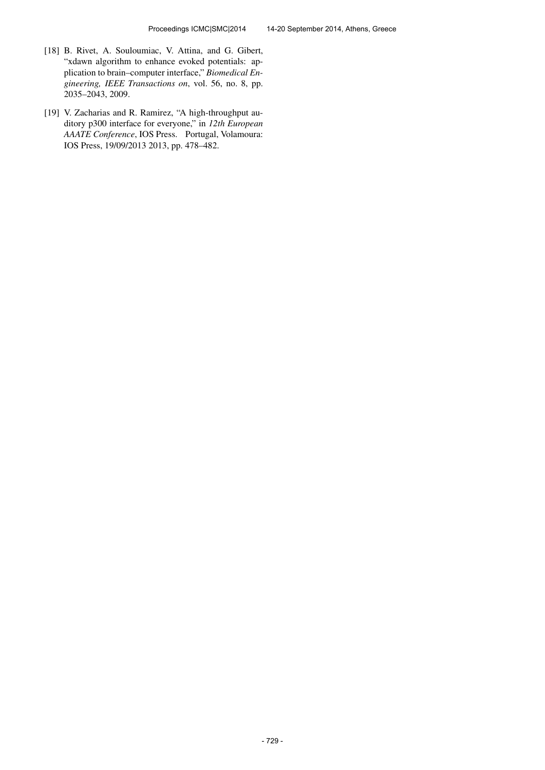[18] B. Rivet, A. Souloumiac, V. Attina, and G. Gibert, "xdawn algorithm to enhance evoked potentials: application to brain–computer interface," *Biomedical Engineering, IEEE Transactions on*, vol. 56, no. 8, pp. 2035–2043, 2009.

[19] V. Zacharias and R. Ramirez, "A high-throughput auditory p300 interface for everyone," in *12th European AAATE Conference*, IOS Press. Portugal, Volamoura: IOS Press, 19/09/2013 2013, pp. 478–482.